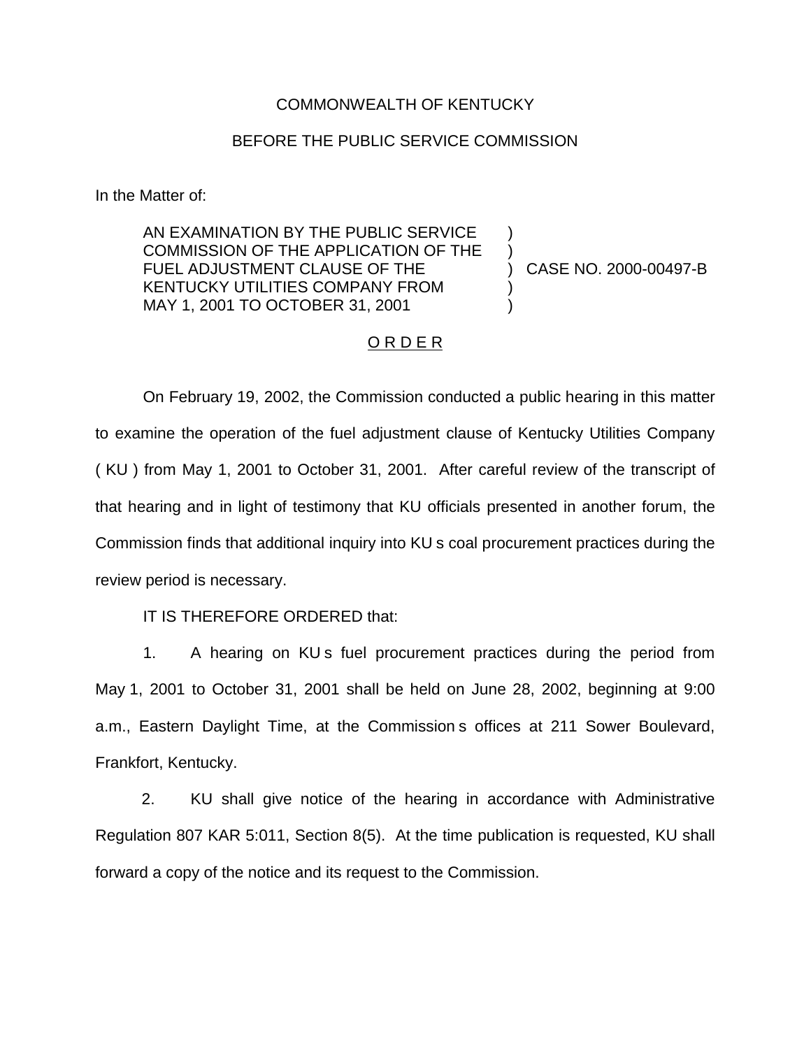COMMONWEALTH OF KENTUCKY

BEFORE THE PUBLIC SERVICE COMMISSION

In the Matter of:

AN EXAMINATION BY THE PUBLIC SERVICE COMMISSION OF THE APPLICATION OF THE FUEL ADJUSTMENT CLAUSE OF THE KENTUCKY UTILITIES COMPANY FROM MAY 1, 2001 TO OCTOBER 31, 2001 ) CASE NO. 2000-00497-B

O R D E R

On February 19, 2002, the Commission conducted a public hearing in this matter to examine the operation of the fuel adjustment clause of Kentucky Utilities Company ( KU ) from May 1, 2001 to October 31, 2001. After careful review of the transcript of that hearing and in light of testimony that KU officials presented in another forum, the Commission finds that additional inquiry into KU s coal procurement practices during the review period is necessary.

IT IS THEREFORE ORDERED that:

1. A hearing on KU s fuel procurement practices during the period from May 1, 2001 to October 31, 2001 shall be held on June 28, 2002, beginning at 9:00 a.m., Eastern Daylight Time, at the Commission s offices at 211 Sower Boulevard, Frankfort, Kentucky.

2. KU shall give notice of the hearing in accordance with Administrative Regulation 807 KAR 5:011, Section 8(5). At the time publication is requested, KU shall forward a copy of the notice and its request to the Commission.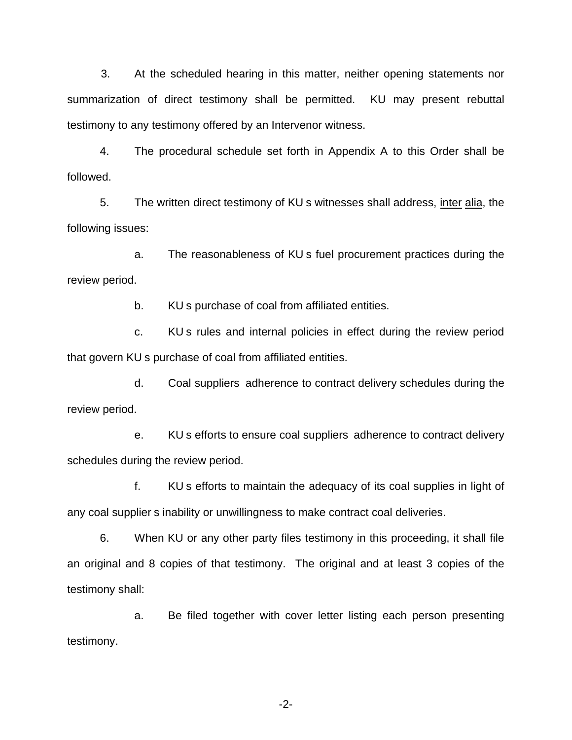3. At the scheduled hearing in this matter, neither opening statements nor summarization of direct testimony shall be permitted. KU may present rebuttal testimony to any testimony offered by an Intervenor witness.

4. The procedural schedule set forth in Appendix A to this Order shall be followed.

5. The written direct testimony of KU s witnesses shall address, inter alia, the following issues:

a. The reasonableness of KU s fuel procurement practices during the review period.

b. KU s purchase of coal from affiliated entities.

c. KU s rules and internal policies in effect during the review period that govern KU s purchase of coal from affiliated entities.

d. Coal suppliers adherence to contract delivery schedules during the review period.

e. KU s efforts to ensure coal suppliers adherence to contract delivery schedules during the review period.

f. KU s efforts to maintain the adequacy of its coal supplies in light of any coal supplier s inability or unwillingness to make contract coal deliveries.

6. When KU or any other party files testimony in this proceeding, it shall file an original and 8 copies of that testimony. The original and at least 3 copies of the testimony shall:

a. Be filed together with cover letter listing each person presenting testimony.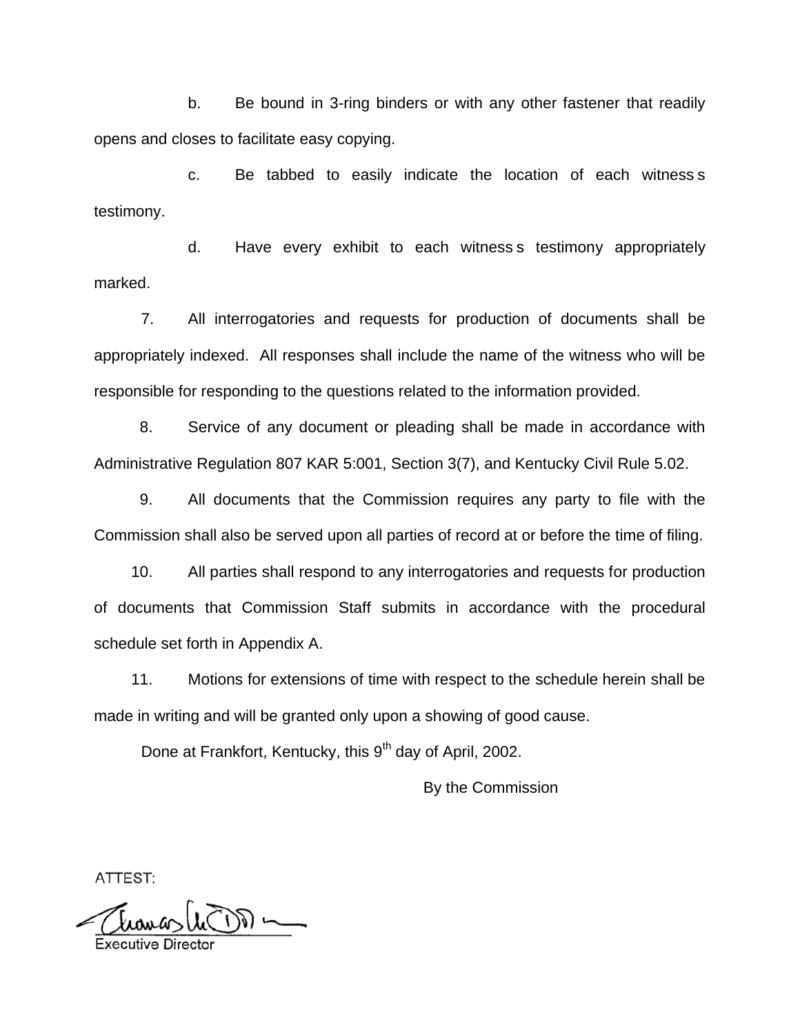b. Be bound in 3-ring binders or with any other fastener that readily opens and closes to facilitate easy copying.

c. Be tabbed to easily indicate the location of each witness s testimony.

d. Have every exhibit to each witness s testimony appropriately marked.

7. All interrogatories and requests for production of documents shall be appropriately indexed. All responses shall include the name of the witness who will be responsible for responding to the questions related to the information provided.

8. Service of any document or pleading shall be made in accordance with Administrative Regulation 807 KAR 5:001, Section 3(7), and Kentucky Civil Rule 5.02.

9. All documents that the Commission requires any party to file with the Commission shall also be served upon all parties of record at or before the time of filing.

10. All parties shall respond to any interrogatories and requests for production of documents that Commission Staff submits in accordance with the procedural schedule set forth in Appendix A.

11. Motions for extensions of time with respect to the schedule herein shall be made in writing and will be granted only upon a showing of good cause.

Done at Frankfort, Kentucky, this 9th day of April, 2002.

By the Commission

ATTEST:

Executive Director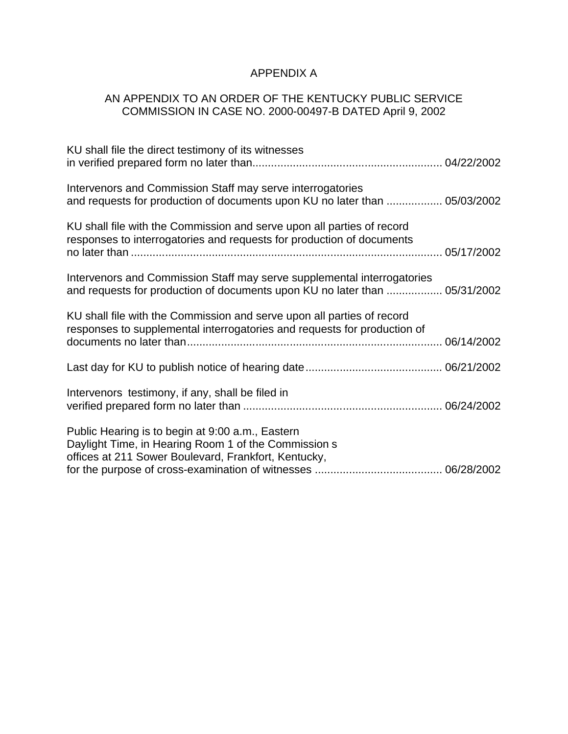APPENDIX A

AN APPENDIX TO AN ORDER OF THE KENTUCKY PUBLIC SERVICE COMMISSION IN CASE NO. 2000-00497-B DATED April 9, 2002

KU shall file the direct testimony of its witnesses in verified prepared form no later than............................................................ 04/22/2002

Intervenors and Commission Staff may serve interrogatories and requests for production of documents upon KU no later than .................. 05/03/2002

KU shall file with the Commission and serve upon all parties of record responses to interrogatories and requests for production of documents no later than .................................................................................................. 05/17/2002

Intervenors and Commission Staff may serve supplemental interrogatories and requests for production of documents upon KU no later than .................. 05/31/2002

KU shall file with the Commission and serve upon all parties of record responses to supplemental interrogatories and requests for production of documents no later than................................................................................. 06/14/2002

Last day for KU to publish notice of hearing date............................................ 06/21/2002

Intervenors testimony, if any, shall be filed in verified prepared form no later than ............................................................... 06/24/2002

Public Hearing is to begin at 9:00 a.m., Eastern Daylight Time, in Hearing Room 1 of the Commission s offices at 211 Sower Boulevard, Frankfort, Kentucky, for the purpose of cross-examination of witnesses ......................................... 06/28/2002